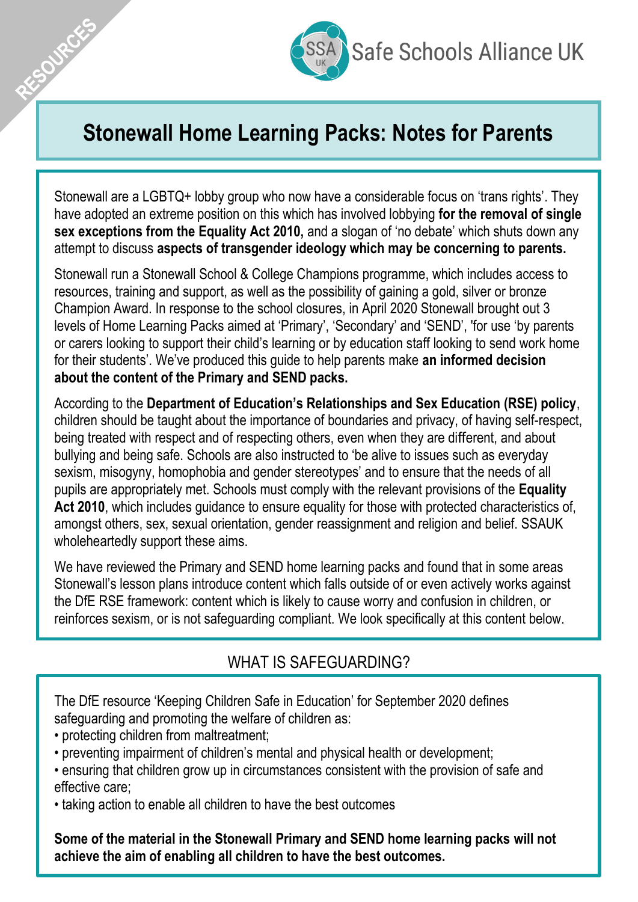RESOURCES

Safe Schools Alliance UK

# Stonewall Home Learning Packs: Notes for Parents

Stonewall are a LGBTQ+ lobby group who now have a considerable focus on 'trans rights'. They have adopted an extreme position on this which has involved lobbying **for the removal of single sex exceptions from the Equality Act 2010,** and a slogan of 'no debate' which shuts down any attempt to discuss **aspects of transgender ideology which may be concerning to parents.**

Stonewall run a Stonewall School & College Champions programme, which includes access to resources, training and support, as well as the possibility of gaining a gold, silver or bronze Champion Award. In response to the school closures, in April 2020 Stonewall brought out 3 levels of Home Learning Packs aimed at 'Primary', 'Secondary' and 'SEND', 'for use 'by parents or carers looking to support their child's learning or by education staff looking to send work home for their students'. We've produced this guide to help parents make **an informed decision about the content of the Primary and SEND packs.**

According to the **Department of Education's Relationships and Sex Education (RSE) policy**, children should be taught about the importance of boundaries and privacy, of having self-respect, being treated with respect and of respecting others, even when they are different, and about bullying and being safe. Schools are also instructed to 'be alive to issues such as everyday sexism, misogyny, homophobia and gender stereotypes' and to ensure that the needs of all pupils are appropriately met. Schools must comply with the relevant provisions of the **Equality Act 2010**, which includes guidance to ensure equality for those with protected characteristics of, amongst others, sex, sexual orientation, gender reassignment and religion and belief. SSAUK wholeheartedly support these aims.

We have reviewed the Primary and SEND home learning packs and found that in some areas Stonewall's lesson plans introduce content which falls outside of or even actively works against the DfE RSE framework: content which is likely to cause worry and confusion in children, or reinforces sexism, or is not safeguarding compliant. We look specifically at this content below.

## WHAT IS SAFEGUARDING?

The DfE resource 'Keeping Children Safe in Education' for September 2020 defines safeguarding and promoting the welfare of children as:

- protecting children from maltreatment;
- preventing impairment of children's mental and physical health or development;
- ensuring that children grow up in circumstances consistent with the provision of safe and effective care;
- taking action to enable all children to have the best outcomes

**Some of the material in the Stonewall Primary and SEND home learning packs will not achieve the aim of enabling all children to have the best outcomes.**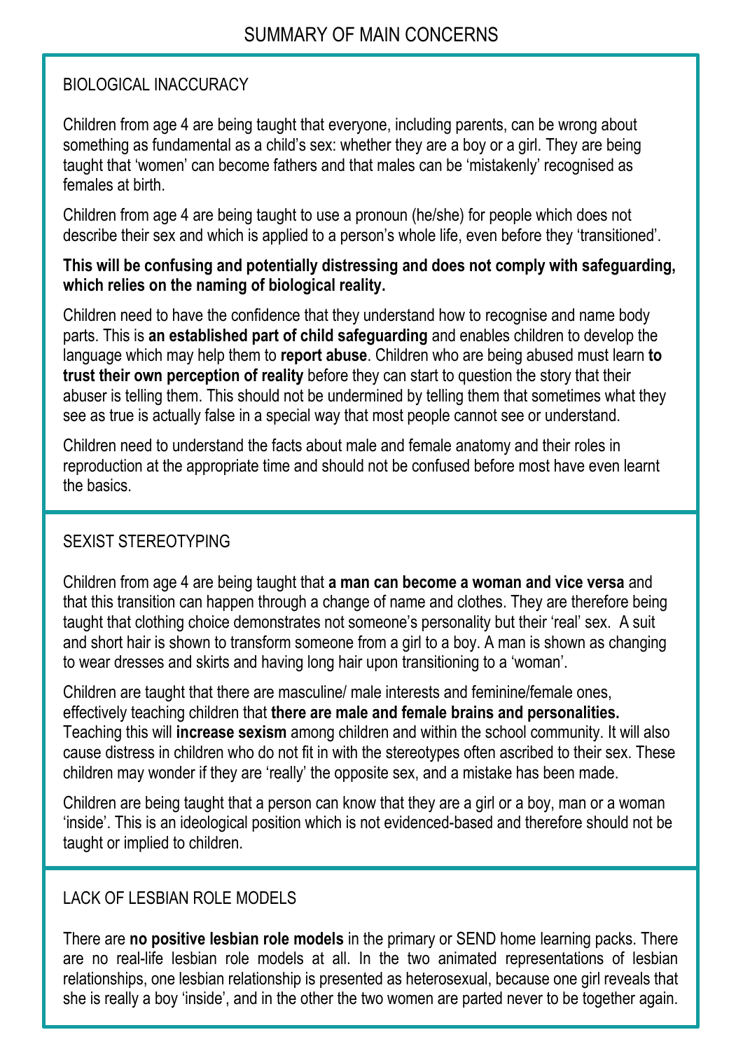# SUMMARY OF MAIN CONCERNS

## BIOLOGICAL INACCURACY

Children from age 4 are being taught that everyone, including parents, can be wrong about something as fundamental as a child's sex: whether they are a boy or a girl. They are being taught that 'women' can become fathers and that males can be 'mistakenly' recognised as females at birth.

Children from age 4 are being taught to use a pronoun (he/she) for people which does not describe their sex and which is applied to a person's whole life, even before they 'transitioned'.

**This will be confusing and potentially distressing and does not comply with safeguarding, which relies on the naming of biological reality.**

Children need to have the confidence that they understand how to recognise and name body parts. This is **an established part of child safeguarding** and enables children to develop the language which may help them to **report abuse**. Children who are being abused must learn **to trust their own perception of reality** before they can start to question the story that their abuser is telling them. This should not be undermined by telling them that sometimes what they see as true is actually false in a special way that most people cannot see or understand.

Children need to understand the facts about male and female anatomy and their roles in reproduction at the appropriate time and should not be confused before most have even learnt the basics.

## SEXIST STEREOTYPING

Children from age 4 are being taught that **a man can become a woman and vice versa** and that this transition can happen through a change of name and clothes. They are therefore being taught that clothing choice demonstrates not someone's personality but their 'real' sex. A suit and short hair is shown to transform someone from a girl to a boy. A man is shown as changing to wear dresses and skirts and having long hair upon transitioning to a 'woman'.

Children are taught that there are masculine/ male interests and feminine/female ones, effectively teaching children that **there are male and female brains and personalities.** Teaching this will **increase sexism** among children and within the school community. It will also cause distress in children who do not fit in with the stereotypes often ascribed to their sex. These children may wonder if they are 'really' the opposite sex, and a mistake has been made.

Children are being taught that a person can know that they are a girl or a boy, man or a woman 'inside'. This is an ideological position which is not evidenced-based and therefore should not be taught or implied to children.

## LACK OF LESBIAN ROLE MODELS

There are **no positive lesbian role models** in the primary or SEND home learning packs. There are no real-life lesbian role models at all. In the two animated representations of lesbian relationships, one lesbian relationship is presented as heterosexual, because one girl reveals that she is really a boy 'inside', and in the other the two women are parted never to be together again.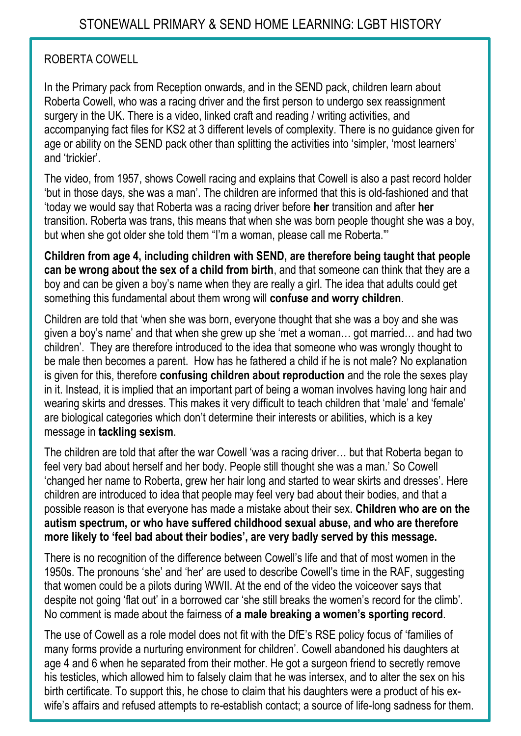# STONEWALL PRIMARY & SEND HOME LEARNING: LGBT HISTORY

ROBERTA COWELL

In the Primary pack from Reception onwards, and in the SEND pack, children learn about Roberta Cowell, who was a racing driver and the first person to undergo sex reassignment surgery in the UK. There is a video, linked craft and reading / writing activities, and accompanying fact files for KS2 at 3 different levels of complexity. There is no guidance given for age or ability on the SEND pack other than splitting the activities into 'simpler, 'most learners' and 'trickier'.

The video, from 1957, shows Cowell racing and explains that Cowell is also a past record holder 'but in those days, she was a man'. The children are informed that this is old-fashioned and that 'today we would say that Roberta was a racing driver before **her** transition and after **her** transition. Roberta was trans, this means that when she was born people thought she was a boy, but when she got older she told them "I'm a woman, please call me Roberta."'

**Children from age 4, including children with SEND, are therefore being taught that people can be wrong about the sex of a child from birth**, and that someone can think that they are a boy and can be given a boy's name when they are really a girl. The idea that adults could get something this fundamental about them wrong will **confuse and worry children**.

Children are told that 'when she was born, everyone thought that she was a boy and she was given a boy's name' and that when she grew up she 'met a woman… got married… and had two children'. They are therefore introduced to the idea that someone who was wrongly thought to be male then becomes a parent. How has he fathered a child if he is not male? No explanation is given for this, therefore **confusing children about reproduction** and the role the sexes play in it. Instead, it is implied that an important part of being a woman involves having long hair and wearing skirts and dresses. This makes it very difficult to teach children that 'male' and 'female' are biological categories which don't determine their interests or abilities, which is a key message in **tackling sexism**.

The children are told that after the war Cowell 'was a racing driver… but that Roberta began to feel very bad about herself and her body. People still thought she was a man.' So Cowell 'changed her name to Roberta, grew her hair long and started to wear skirts and dresses'. Here children are introduced to idea that people may feel very bad about their bodies, and that a possible reason is that everyone has made a mistake about their sex. **Children who are on the autism spectrum, or who have suffered childhood sexual abuse, and who are therefore more likely to 'feel bad about their bodies', are very badly served by this message.**

There is no recognition of the difference between Cowell's life and that of most women in the 1950s. The pronouns 'she' and 'her' are used to describe Cowell's time in the RAF, suggesting that women could be a pilots during WWII. At the end of the video the voiceover says that despite not going 'flat out' in a borrowed car 'she still breaks the women's record for the climb'. No comment is made about the fairness of **a male breaking a women's sporting record**.

The use of Cowell as a role model does not fit with the DfE's RSE policy focus of 'families of many forms provide a nurturing environment for children'. Cowell abandoned his daughters at age 4 and 6 when he separated from their mother. He got a surgeon friend to secretly remove his testicles, which allowed him to falsely claim that he was intersex, and to alter the sex on his birth certificate. To support this, he chose to claim that his daughters were a product of his ex-wife's affairs and refused attempts to re-establish contact; a source of life-long sadness for them.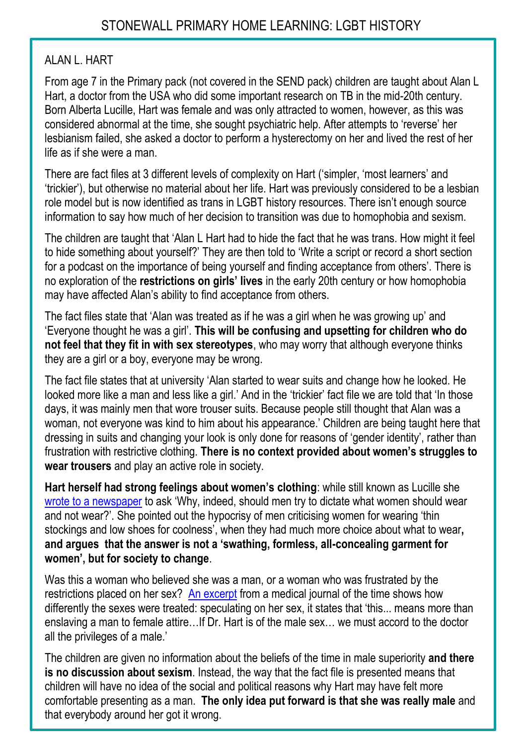# STONEWALL PRIMARY HOME LEARNING: LGBT HISTORY

## ALAN L. HART

From age 7 in the Primary pack (not covered in the SEND pack) children are taught about Alan L Hart, a doctor from the USA who did some important research on TB in the mid-20th century. Born Alberta Lucille, Hart was female and was only attracted to women, however, as this was considered abnormal at the time, she sought psychiatric help. After attempts to 'reverse' her lesbianism failed, she asked a doctor to perform a hysterectomy on her and lived the rest of her life as if she were a man.

There are fact files at 3 different levels of complexity on Hart ('simpler, 'most learners' and 'trickier'), but otherwise no material about her life. Hart was previously considered to be a lesbian role model but is now identified as trans in LGBT history resources. There isn't enough source information to say how much of her decision to transition was due to homophobia and sexism.

The children are taught that 'Alan L Hart had to hide the fact that he was trans. How might it feel to hide something about yourself?' They are then told to 'Write a script or record a short section for a podcast on the importance of being yourself and finding acceptance from others'. There is no exploration of the **restrictions on girls' lives** in the early 20th century or how homophobia may have affected Alan's ability to find acceptance from others.

The fact files state that 'Alan was treated as if he was a girl when he was growing up' and 'Everyone thought he was a girl'. **This will be confusing and upsetting for children who do not feel that they fit in with sex stereotypes**, who may worry that although everyone thinks they are a girl or a boy, everyone may be wrong.

The fact file states that at university 'Alan started to wear suits and change how he looked. He looked more like a man and less like a girl.' And in the 'trickier' fact file we are told that 'In those days, it was mainly men that wore trouser suits. Because people still thought that Alan was a woman, not everyone was kind to him about his appearance.' Children are being taught here that dressing in suits and changing your look is only done for reasons of 'gender identity', rather than frustration with restrictive clothing. **There is no context provided about women's struggles to wear trousers** and play an active role in society.

**Hart herself had strong feelings about women's clothing**: while still known as Lucille she wrote to a newspaper to ask 'Why, indeed, should men try to dictate what women should wear and not wear?'. She pointed out the hypocrisy of men criticising women for wearing 'thin stockings and low shoes for coolness', when they had much more choice about what to wear**, and argues that the answer is not a 'swathing, formless, all-concealing garment for women', but for society to change**.

Was this a woman who believed she was a man, or a woman who was frustrated by the restrictions placed on her sex? An excerpt from a medical journal of the time shows how differently the sexes were treated: speculating on her sex, it states that 'this... means more than enslaving a man to female attire…If Dr. Hart is of the male sex… we must accord to the doctor all the privileges of a male.'

The children are given no information about the beliefs of the time in male superiority **and there is no discussion about sexism**. Instead, the way that the fact file is presented means that children will have no idea of the social and political reasons why Hart may have felt more comfortable presenting as a man. **The only idea put forward is that she was really male** and that everybody around her got it wrong.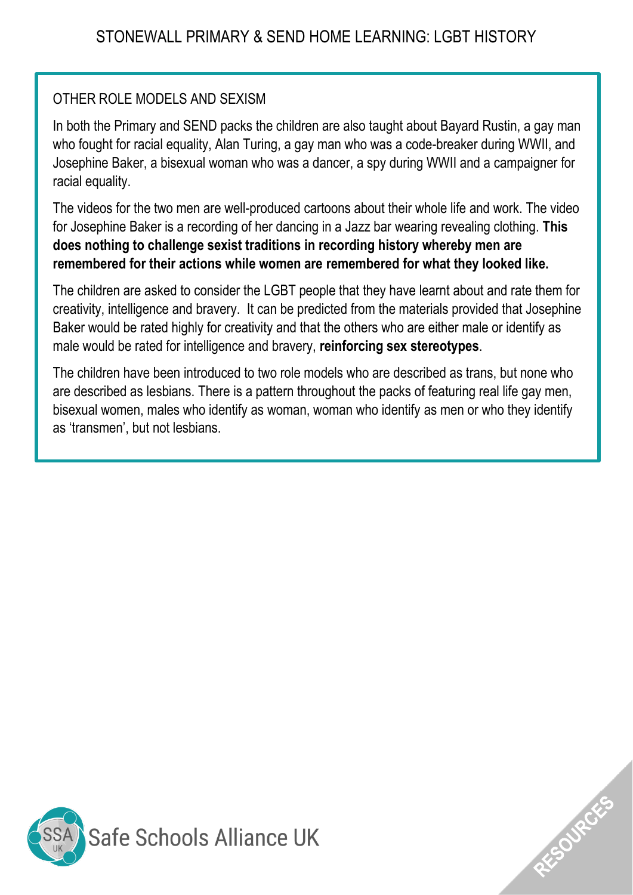## OTHER ROLE MODELS AND SEXISM

In both the Primary and SEND packs the children are also taught about Bayard Rustin, a gay man who fought for racial equality, Alan Turing, a gay man who was a code-breaker during WWII, and Josephine Baker, a bisexual woman who was a dancer, a spy during WWII and a campaigner for racial equality.

The videos for the two men are well-produced cartoons about their whole life and work. The video for Josephine Baker is a recording of her dancing in a Jazz bar wearing revealing clothing. **This does nothing to challenge sexist traditions in recording history whereby men are remembered for their actions while women are remembered for what they looked like.**

The children are asked to consider the LGBT people that they have learnt about and rate them for creativity, intelligence and bravery. It can be predicted from the materials provided that Josephine Baker would be rated highly for creativity and that the others who are either male or identify as male would be rated for intelligence and bravery, **reinforcing sex stereotypes**.

The children have been introduced to two role models who are described as trans, but none who are described as lesbians. There is a pattern throughout the packs of featuring real life gay men, bisexual women, males who identify as woman, woman who identify as men or who they identify as 'transmen', but not lesbians.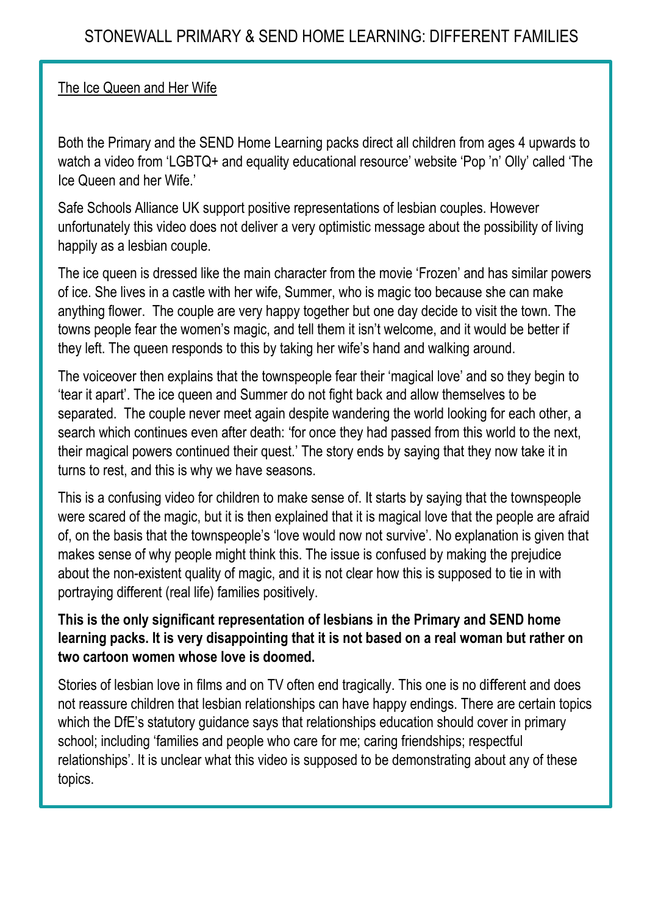## STONEWALL PRIMARY & SEND HOME LEARNING: DIFFERENT FAMILIES

### The Ice Queen and Her Wife

Both the Primary and the SEND Home Learning packs direct all children from ages 4 upwards to watch a video from 'LGBTQ+ and equality educational resource' website 'Pop 'n' Olly' called 'The Ice Queen and her Wife.'

Safe Schools Alliance UK support positive representations of lesbian couples. However unfortunately this video does not deliver a very optimistic message about the possibility of living happily as a lesbian couple.

The ice queen is dressed like the main character from the movie 'Frozen' and has similar powers of ice. She lives in a castle with her wife, Summer, who is magic too because she can make anything flower. The couple are very happy together but one day decide to visit the town. The towns people fear the women's magic, and tell them it isn't welcome, and it would be better if they left. The queen responds to this by taking her wife's hand and walking around.

The voiceover then explains that the townspeople fear their 'magical love' and so they begin to 'tear it apart'. The ice queen and Summer do not fight back and allow themselves to be separated. The couple never meet again despite wandering the world looking for each other, a search which continues even after death: 'for once they had passed from this world to the next, their magical powers continued their quest.' The story ends by saying that they now take it in turns to rest, and this is why we have seasons.

This is a confusing video for children to make sense of. It starts by saying that the townspeople were scared of the magic, but it is then explained that it is magical love that the people are afraid of, on the basis that the townspeople's 'love would now not survive'. No explanation is given that makes sense of why people might think this. The issue is confused by making the prejudice about the non-existent quality of magic, and it is not clear how this is supposed to tie in with portraying different (real life) families positively.

**This is the only significant representation of lesbians in the Primary and SEND home learning packs. It is very disappointing that it is not based on a real woman but rather on two cartoon women whose love is doomed.**

Stories of lesbian love in films and on TV often end tragically. This one is no different and does not reassure children that lesbian relationships can have happy endings. There are certain topics which the DfE's statutory guidance says that relationships education should cover in primary school; including 'families and people who care for me; caring friendships; respectful relationships'. It is unclear what this video is supposed to be demonstrating about any of these topics.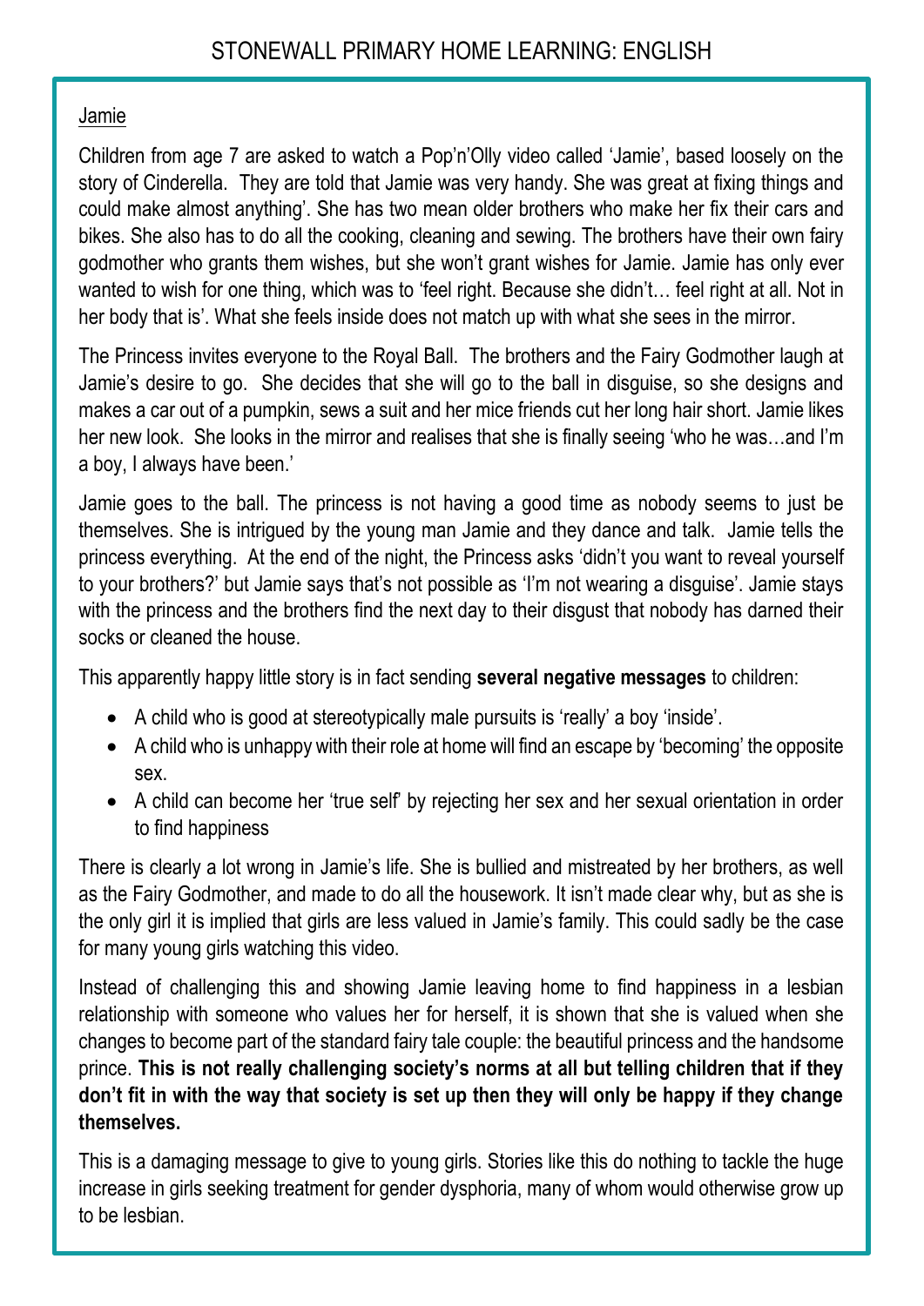# STONEWALL PRIMARY HOME LEARNING: ENGLISH

## Jamie

Children from age 7 are asked to watch a Pop'n'Olly video called 'Jamie', based loosely on the story of Cinderella. They are told that Jamie was very handy. She was great at fixing things and could make almost anything'. She has two mean older brothers who make her fix their cars and bikes. She also has to do all the cooking, cleaning and sewing. The brothers have their own fairy godmother who grants them wishes, but she won't grant wishes for Jamie. Jamie has only ever wanted to wish for one thing, which was to 'feel right. Because she didn't… feel right at all. Not in her body that is'. What she feels inside does not match up with what she sees in the mirror.

The Princess invites everyone to the Royal Ball. The brothers and the Fairy Godmother laugh at Jamie's desire to go. She decides that she will go to the ball in disguise, so she designs and makes a car out of a pumpkin, sews a suit and her mice friends cut her long hair short. Jamie likes her new look. She looks in the mirror and realises that she is finally seeing 'who he was…and I'm a boy, I always have been.'

Jamie goes to the ball. The princess is not having a good time as nobody seems to just be themselves. She is intrigued by the young man Jamie and they dance and talk. Jamie tells the princess everything. At the end of the night, the Princess asks 'didn't you want to reveal yourself to your brothers?' but Jamie says that's not possible as 'I'm not wearing a disguise'. Jamie stays with the princess and the brothers find the next day to their disgust that nobody has darned their socks or cleaned the house.

This apparently happy little story is in fact sending **several negative messages** to children:

- A child who is good at stereotypically male pursuits is 'really' a boy 'inside'.
- A child who is unhappy with their role at home will find an escape by 'becoming' the opposite sex.
- A child can become her 'true self' by rejecting her sex and her sexual orientation in order to find happiness

There is clearly a lot wrong in Jamie's life. She is bullied and mistreated by her brothers, as well as the Fairy Godmother, and made to do all the housework. It isn't made clear why, but as she is the only girl it is implied that girls are less valued in Jamie's family. This could sadly be the case for many young girls watching this video.

Instead of challenging this and showing Jamie leaving home to find happiness in a lesbian relationship with someone who values her for herself, it is shown that she is valued when she changes to become part of the standard fairy tale couple: the beautiful princess and the handsome prince. **This is not really challenging society's norms at all but telling children that if they don't fit in with the way that society is set up then they will only be happy if they change themselves.**

This is a damaging message to give to young girls. Stories like this do nothing to tackle the huge increase in girls seeking treatment for gender dysphoria, many of whom would otherwise grow up to be lesbian.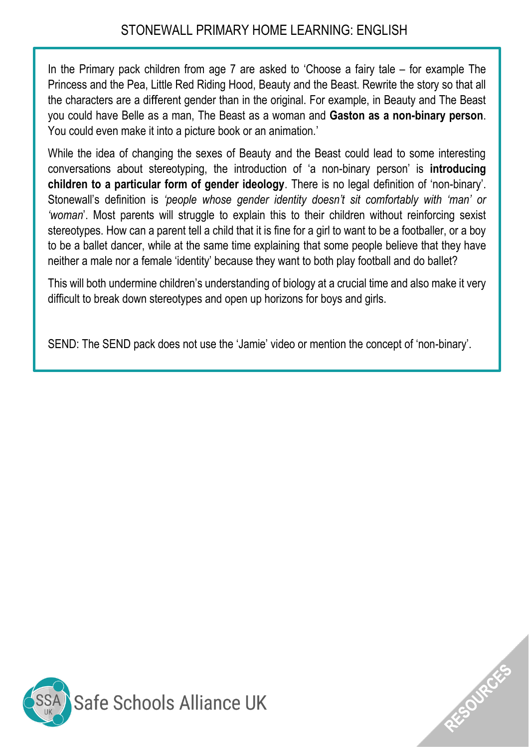## STONEWALL PRIMARY HOME LEARNING: ENGLISH

In the Primary pack children from age 7 are asked to 'Choose a fairy tale – for example The Princess and the Pea, Little Red Riding Hood, Beauty and the Beast. Rewrite the story so that all the characters are a different gender than in the original. For example, in Beauty and The Beast you could have Belle as a man, The Beast as a woman and **Gaston as a non-binary person**. You could even make it into a picture book or an animation.'

While the idea of changing the sexes of Beauty and the Beast could lead to some interesting conversations about stereotyping, the introduction of 'a non-binary person' is **introducing children to a particular form of gender ideology**. There is no legal definition of 'non-binary'. Stonewall's definition is *'people whose gender identity doesn't sit comfortably with 'man' or 'woman*'. Most parents will struggle to explain this to their children without reinforcing sexist stereotypes. How can a parent tell a child that it is fine for a girl to want to be a footballer, or a boy to be a ballet dancer, while at the same time explaining that some people believe that they have neither a male nor a female 'identity' because they want to both play football and do ballet?

This will both undermine children's understanding of biology at a crucial time and also make it very difficult to break down stereotypes and open up horizons for boys and girls.

SEND: The SEND pack does not use the 'Jamie' video or mention the concept of 'non-binary'.